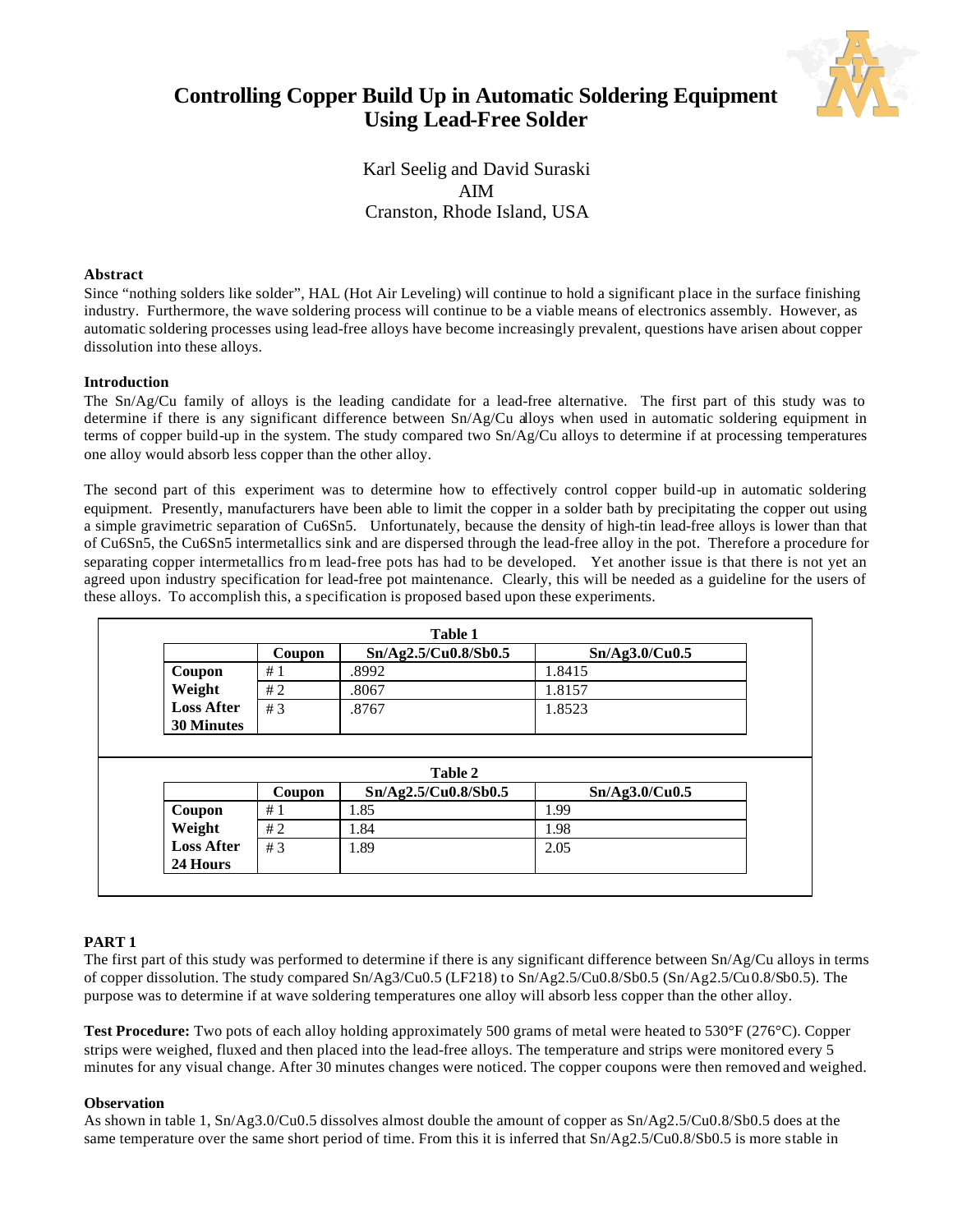# Controlling Copper Build Up in Automatic Soldering Equipment Using Lead-Free Solder

Karl Seelig and David Suraski
AIM
Cranston, Rhode Island, USA

## Abstract

Since "nothing solders like solder", HAL (Hot Air Leveling) will continue to hold a significant place in the surface finishing industry. Furthermore, the wave soldering process will continue to be a viable means of electronics assembly. However, as automatic soldering processes using lead-free alloys have become increasingly prevalent, questions have arisen about copper dissolution into these alloys.

## Introduction

The Sn/Ag/Cu family of alloys is the leading candidate for a lead-free alternative. The first part of this study was to determine if there is any significant difference between Sn/Ag/Cu alloys when used in automatic soldering equipment in terms of copper build-up in the system. The study compared two Sn/Ag/Cu alloys to determine if at processing temperatures one alloy would absorb less copper than the other alloy.

The second part of this experiment was to determine how to effectively control copper build-up in automatic soldering equipment. Presently, manufacturers have been able to limit the copper in a solder bath by precipitating the copper out using a simple gravimetric separation of $Cu_6Sn_5$. Unfortunately, because the density of high-tin lead-free alloys is lower than that of $Cu_6Sn_5$, the $Cu_6Sn_5$ intermetallics sink and are dispersed through the lead-free alloy in the pot. Therefore a procedure for separating copper intermetallics from lead-free pots has had to be developed. Yet another issue is that there is not yet an agreed upon industry specification for lead-free pot maintenance. Clearly, this will be needed as a guideline for the users of these alloys. To accomplish this, a specification is proposed based upon these experiments.

**Table 1**

| | Coupon | Sn/Ag2.5/Cu0.8/Sb0.5 | Sn/Ag3.0/Cu0.5 |
|---|---|---|---|
| Coupon Weight Loss After 30 Minutes | # 1 | .8992 | 1.8415 |
| | # 2 | .8067 | 1.8157 |
| | # 3 | .8767 | 1.8523 |

**Table 2**

| | Coupon | Sn/Ag2.5/Cu0.8/Sb0.5 | Sn/Ag3.0/Cu0.5 |
|---|---|---|---|
| Coupon Weight Loss After 24 Hours | # 1 | 1.85 | 1.99 |
| | # 2 | 1.84 | 1.98 |
| | # 3 | 1.89 | 2.05 |

## PART 1

The first part of this study was performed to determine if there is any significant difference between Sn/Ag/Cu alloys in terms of copper dissolution. The study compared Sn/Ag3/Cu0.5 (LF218) to Sn/Ag2.5/Cu0.8/Sb0.5 (Sn/Ag2.5/Cu0.8/Sb0.5). The purpose was to determine if at wave soldering temperatures one alloy will absorb less copper than the other alloy.

**Test Procedure:** Two pots of each alloy holding approximately 500 grams of metal were heated to 530°F (276°C). Copper strips were weighed, fluxed and then placed into the lead-free alloys. The temperature and strips were monitored every 5 minutes for any visual change. After 30 minutes changes were noticed. The copper coupons were then removed and weighed.

### Observation

As shown in table 1, Sn/Ag3.0/Cu0.5 dissolves almost double the amount of copper as Sn/Ag2.5/Cu0.8/Sb0.5 does at the same temperature over the same short period of time. From this it is inferred that Sn/Ag2.5/Cu0.8/Sb0.5 is more stable in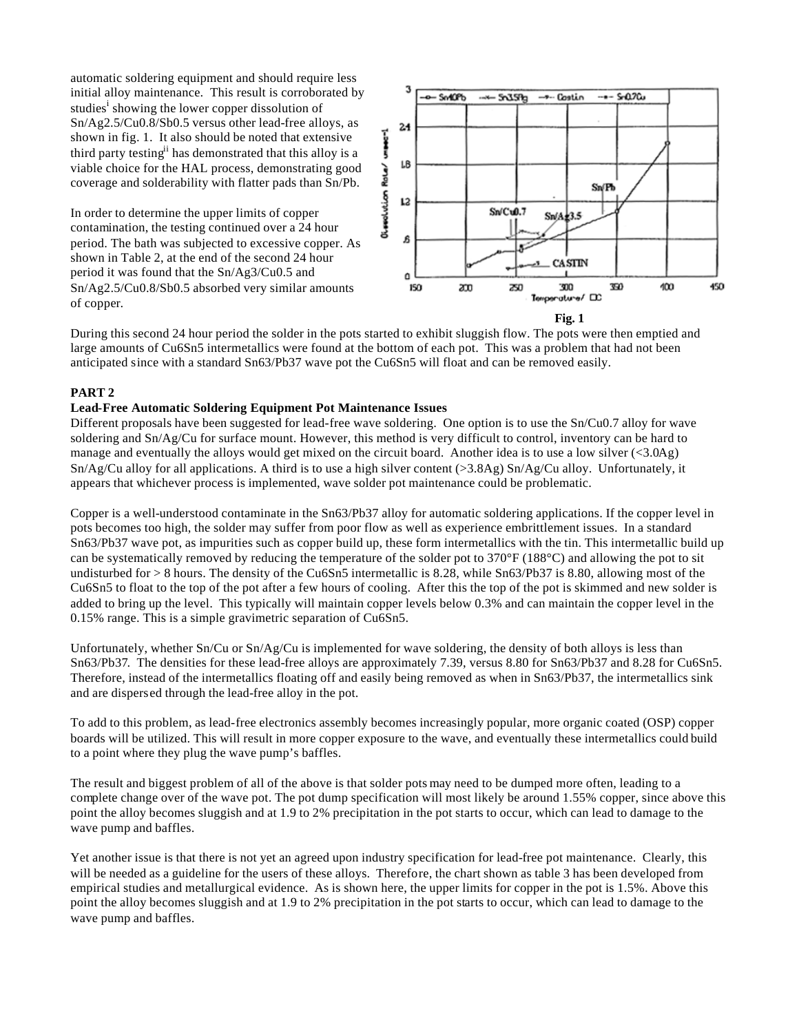automatic soldering equipment and should require less initial alloy maintenance. This result is corroborated by studies[i] showing the lower copper dissolution of Sn/Ag2.5/Cu0.8/Sb0.5 versus other lead-free alloys, as shown in fig. 1. It also should be noted that extensive third party testing[ii] has demonstrated that this alloy is a viable choice for the HAL process, demonstrating good coverage and solderability with flatter pads than Sn/Pb.

In order to determine the upper limits of copper contamination, the testing continued over a 24 hour period. The bath was subjected to excessive copper. As shown in Table 2, at the end of the second 24 hour period it was found that the Sn/Ag3/Cu0.5 and Sn/Ag2.5/Cu0.8/Sb0.5 absorbed very similar amounts of copper.

**Fig. 1**

During this second 24 hour period the solder in the pots started to exhibit sluggish flow. The pots were then emptied and large amounts of Cu6Sn5 intermetallics were found at the bottom of each pot. This was a problem that had not been anticipated since with a standard Sn63/Pb37 wave pot the Cu6Sn5 will float and can be removed easily.

**PART 2**

**Lead-Free Automatic Soldering Equipment Pot Maintenance Issues**

Different proposals have been suggested for lead-free wave soldering. One option is to use the Sn/Cu0.7 alloy for wave soldering and Sn/Ag/Cu for surface mount. However, this method is very difficult to control, inventory can be hard to manage and eventually the alloys would get mixed on the circuit board. Another idea is to use a low silver (<3.0Ag) Sn/Ag/Cu alloy for all applications. A third is to use a high silver content (>3.8Ag) Sn/Ag/Cu alloy. Unfortunately, it appears that whichever process is implemented, wave solder pot maintenance could be problematic.

Copper is a well-understood contaminate in the Sn63/Pb37 alloy for automatic soldering applications. If the copper level in pots becomes too high, the solder may suffer from poor flow as well as experience embrittlement issues. In a standard Sn63/Pb37 wave pot, as impurities such as copper build up, these form intermetallics with the tin. This intermetallic build up can be systematically removed by reducing the temperature of the solder pot to 370°F (188°C) and allowing the pot to sit undisturbed for > 8 hours. The density of the Cu6Sn5 intermetallic is 8.28, while Sn63/Pb37 is 8.80, allowing most of the Cu6Sn5 to float to the top of the pot after a few hours of cooling. After this the top of the pot is skimmed and new solder is added to bring up the level. This typically will maintain copper levels below 0.3% and can maintain the copper level in the 0.15% range. This is a simple gravimetric separation of Cu6Sn5.

Unfortunately, whether Sn/Cu or Sn/Ag/Cu is implemented for wave soldering, the density of both alloys is less than Sn63/Pb37. The densities for these lead-free alloys are approximately 7.39, versus 8.80 for Sn63/Pb37 and 8.28 for Cu6Sn5. Therefore, instead of the intermetallics floating off and easily being removed as when in Sn63/Pb37, the intermetallics sink and are dispersed through the lead-free alloy in the pot.

To add to this problem, as lead-free electronics assembly becomes increasingly popular, more organic coated (OSP) copper boards will be utilized. This will result in more copper exposure to the wave, and eventually these intermetallics could build to a point where they plug the wave pump's baffles.

The result and biggest problem of all of the above is that solder pots may need to be dumped more often, leading to a complete change over of the wave pot. The pot dump specification will most likely be around 1.55% copper, since above this point the alloy becomes sluggish and at 1.9 to 2% precipitation in the pot starts to occur, which can lead to damage to the wave pump and baffles.

Yet another issue is that there is not yet an agreed upon industry specification for lead-free pot maintenance. Clearly, this will be needed as a guideline for the users of these alloys. Therefore, the chart shown as table 3 has been developed from empirical studies and metallurgical evidence. As is shown here, the upper limits for copper in the pot is 1.5%. Above this point the alloy becomes sluggish and at 1.9 to 2% precipitation in the pot starts to occur, which can lead to damage to the wave pump and baffles.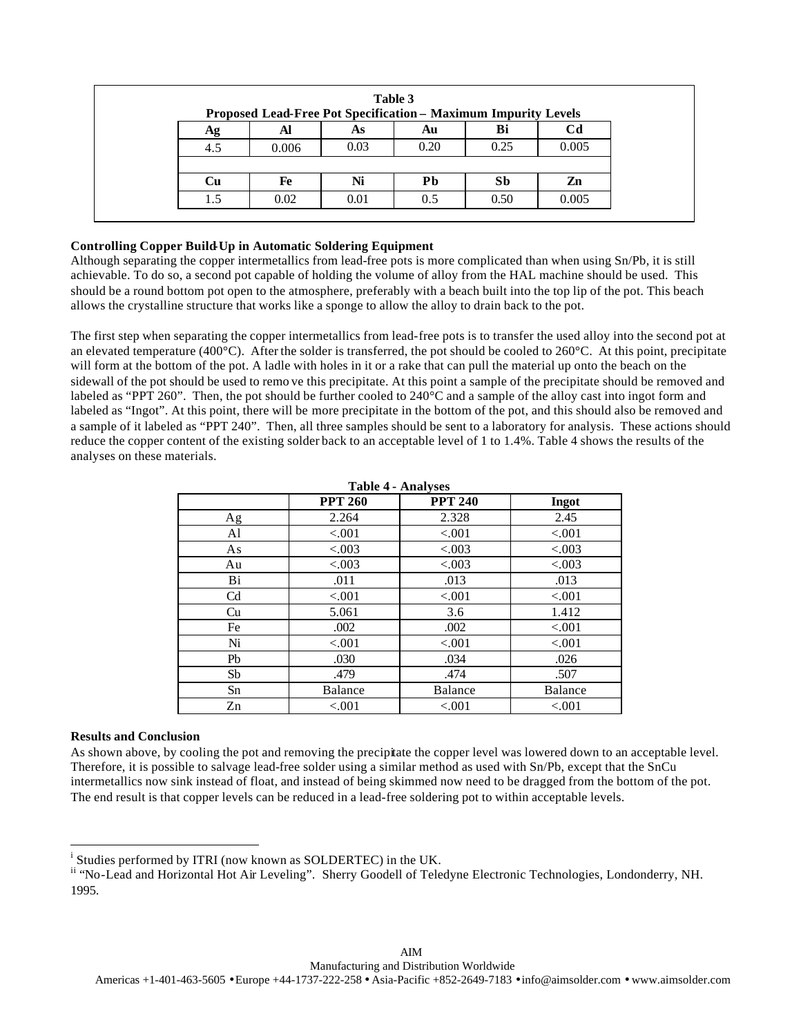**Table 3**
**Proposed Lead-Free Pot Specification – Maximum Impurity Levels**

| Ag | Al | As | Au | Bi | Cd |
|---|---|---|---|---|---|
| 4.5 | 0.006 | 0.03 | 0.20 | 0.25 | 0.005 |
| | | | | | |
| **Cu** | **Fe** | **Ni** | **Pb** | **Sb** | **Zn** |
| 1.5 | 0.02 | 0.01 | 0.5 | 0.50 | 0.005 |

**Controlling Copper Build-Up in Automatic Soldering Equipment**

Although separating the copper intermetallics from lead-free pots is more complicated than when using Sn/Pb, it is still achievable. To do so, a second pot capable of holding the volume of alloy from the HAL machine should be used. This should be a round bottom pot open to the atmosphere, preferably with a beach built into the top lip of the pot. This beach allows the crystalline structure that works like a sponge to allow the alloy to drain back to the pot.

The first step when separating the copper intermetallics from lead-free pots is to transfer the used alloy into the second pot at an elevated temperature (400°C). After the solder is transferred, the pot should be cooled to 260°C. At this point, precipitate will form at the bottom of the pot. A ladle with holes in it or a rake that can pull the material up onto the beach on the sidewall of the pot should be used to remove this precipitate. At this point a sample of the precipitate should be removed and labeled as "PPT 260". Then, the pot should be further cooled to 240°C and a sample of the alloy cast into ingot form and labeled as "Ingot". At this point, there will be more precipitate in the bottom of the pot, and this should also be removed and a sample of it labeled as "PPT 240". Then, all three samples should be sent to a laboratory for analysis. These actions should reduce the copper content of the existing solder back to an acceptable level of 1 to 1.4%. Table 4 shows the results of the analyses on these materials.

**Table 4 - Analyses**

| | PPT 260 | PPT 240 | Ingot |
|---|---|---|---|
| Ag | 2.264 | 2.328 | 2.45 |
| Al | <.001 | <.001 | <.001 |
| As | <.003 | <.003 | <.003 |
| Au | <.003 | <.003 | <.003 |
| Bi | .011 | .013 | .013 |
| Cd | <.001 | <.001 | <.001 |
| Cu | 5.061 | 3.6 | 1.412 |
| Fe | .002 | .002 | <.001 |
| Ni | <.001 | <.001 | <.001 |
| Pb | .030 | .034 | .026 |
| Sb | .479 | .474 | .507 |
| Sn | Balance | Balance | Balance |
| Zn | <.001 | <.001 | <.001 |

**Results and Conclusion**

As shown above, by cooling the pot and removing the precipitate the copper level was lowered down to an acceptable level. Therefore, it is possible to salvage lead-free solder using a similar method as used with Sn/Pb, except that the SnCu intermetallics now sink instead of float, and instead of being skimmed now need to be dragged from the bottom of the pot. The end result is that copper levels can be reduced in a lead-free soldering pot to within acceptable levels.

---

[i] Studies performed by ITRI (now known as SOLDERTEC) in the UK.

[ii] "No-Lead and Horizontal Hot Air Leveling". Sherry Goodell of Teledyne Electronic Technologies, Londonderry, NH. 1995.

AIM
Manufacturing and Distribution Worldwide
Americas +1-401-463-5605 • Europe +44-1737-222-258 • Asia-Pacific +852-2649-7183 • info@aimsolder.com • www.aimsolder.com